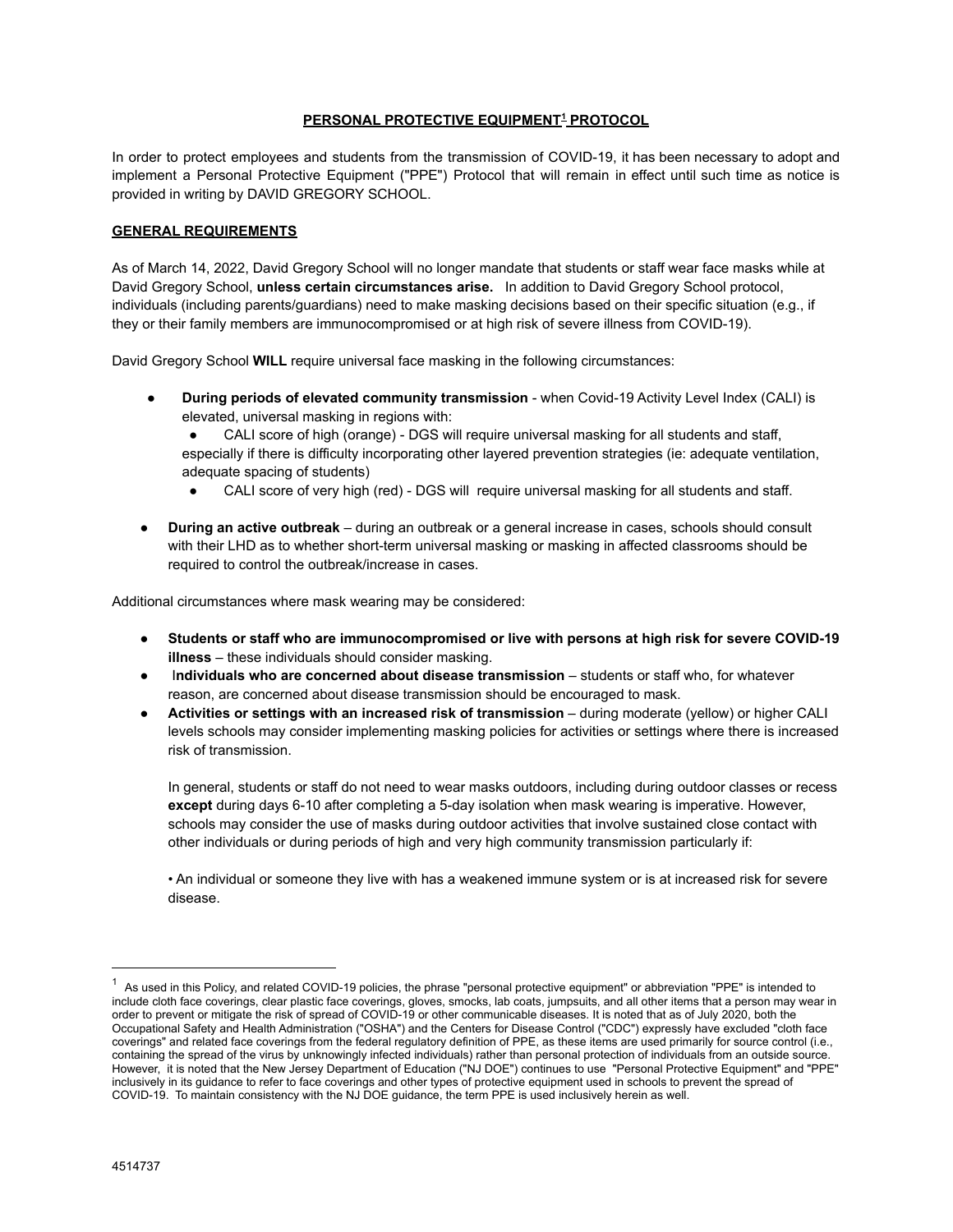# PERSONAL PROTECTIVE EQUIPMENT[1] PROTOCOL

In order to protect employees and students from the transmission of COVID-19, it has been necessary to adopt and implement a Personal Protective Equipment ("PPE") Protocol that will remain in effect until such time as notice is provided in writing by DAVID GREGORY SCHOOL.

## GENERAL REQUIREMENTS

As of March 14, 2022, David Gregory School will no longer mandate that students or staff wear face masks while at David Gregory School, **unless certain circumstances arise.** In addition to David Gregory School protocol, individuals (including parents/guardians) need to make masking decisions based on their specific situation (e.g., if they or their family members are immunocompromised or at high risk of severe illness from COVID-19).

David Gregory School **WILL** require universal face masking in the following circumstances:

- **During periods of elevated community transmission** - when Covid-19 Activity Level Index (CALI) is elevated, universal masking in regions with:
  - CALI score of high (orange) - DGS will require universal masking for all students and staff, especially if there is difficulty incorporating other layered prevention strategies (ie: adequate ventilation, adequate spacing of students)
  - CALI score of very high (red) - DGS will require universal masking for all students and staff.
- **During an active outbreak** – during an outbreak or a general increase in cases, schools should consult with their LHD as to whether short-term universal masking or masking in affected classrooms should be required to control the outbreak/increase in cases.

Additional circumstances where mask wearing may be considered:

- **Students or staff who are immunocompromised or live with persons at high risk for severe COVID-19 illness** – these individuals should consider masking.
- **Individuals who are concerned about disease transmission** – students or staff who, for whatever reason, are concerned about disease transmission should be encouraged to mask.
- **Activities or settings with an increased risk of transmission** – during moderate (yellow) or higher CALI levels schools may consider implementing masking policies for activities or settings where there is increased risk of transmission.

  In general, students or staff do not need to wear masks outdoors, including during outdoor classes or recess **except** during days 6-10 after completing a 5-day isolation when mask wearing is imperative. However, schools may consider the use of masks during outdoor activities that involve sustained close contact with other individuals or during periods of high and very high community transmission particularly if:

  • An individual or someone they live with has a weakened immune system or is at increased risk for severe disease.

---

[1] As used in this Policy, and related COVID-19 policies, the phrase "personal protective equipment" or abbreviation "PPE" is intended to include cloth face coverings, clear plastic face coverings, gloves, smocks, lab coats, jumpsuits, and all other items that a person may wear in order to prevent or mitigate the risk of spread of COVID-19 or other communicable diseases. It is noted that as of July 2020, both the Occupational Safety and Health Administration ("OSHA") and the Centers for Disease Control ("CDC") expressly have excluded "cloth face coverings" and related face coverings from the federal regulatory definition of PPE, as these items are used primarily for source control (i.e., containing the spread of the virus by unknowingly infected individuals) rather than personal protection of individuals from an outside source. However, it is noted that the New Jersey Department of Education ("NJ DOE") continues to use "Personal Protective Equipment" and "PPE" inclusively in its guidance to refer to face coverings and other types of protective equipment used in schools to prevent the spread of COVID-19. To maintain consistency with the NJ DOE guidance, the term PPE is used inclusively herein as well.

4514737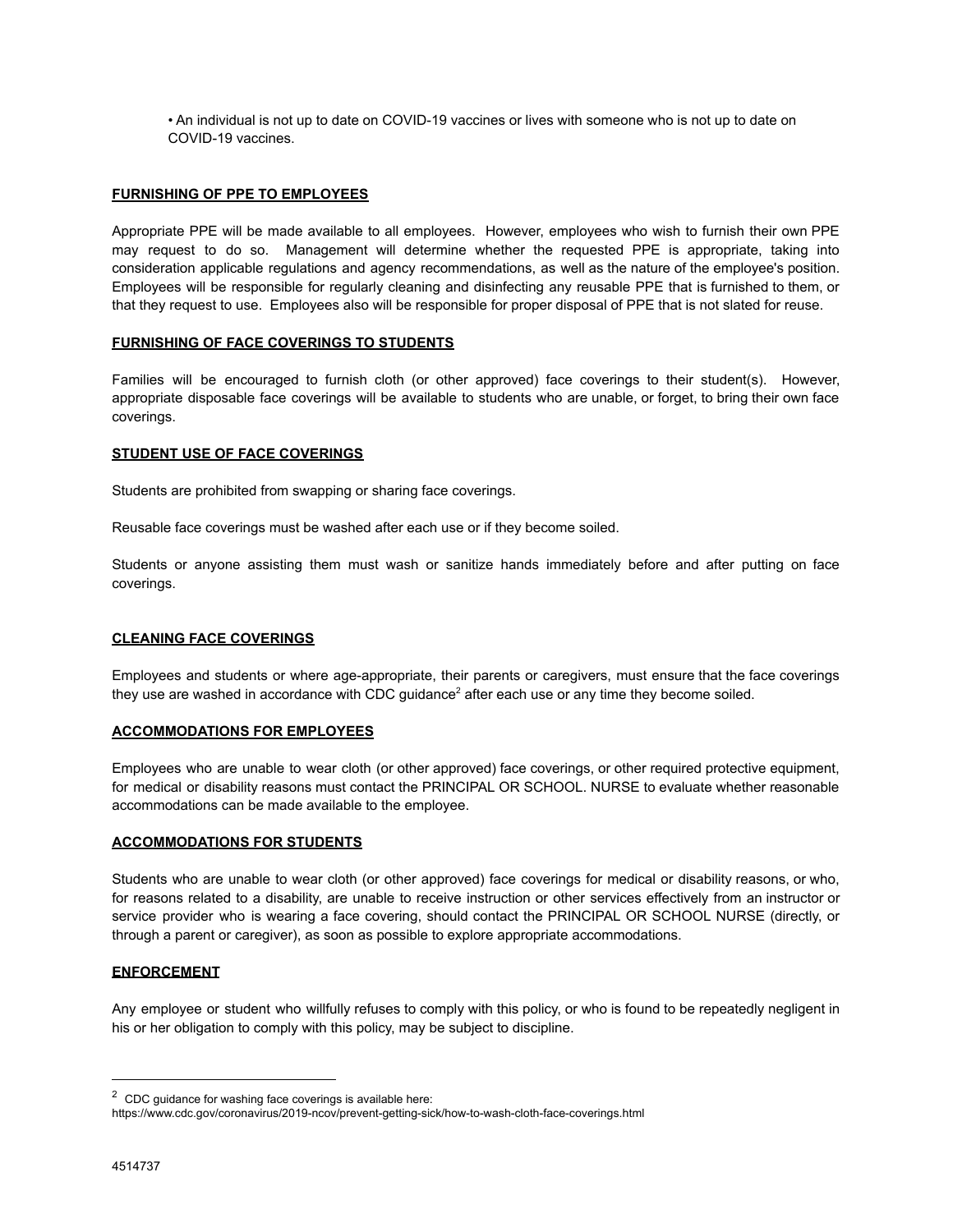- An individual is not up to date on COVID-19 vaccines or lives with someone who is not up to date on COVID-19 vaccines.

**FURNISHING OF PPE TO EMPLOYEES**

Appropriate PPE will be made available to all employees. However, employees who wish to furnish their own PPE may request to do so. Management will determine whether the requested PPE is appropriate, taking into consideration applicable regulations and agency recommendations, as well as the nature of the employee's position. Employees will be responsible for regularly cleaning and disinfecting any reusable PPE that is furnished to them, or that they request to use. Employees also will be responsible for proper disposal of PPE that is not slated for reuse.

**FURNISHING OF FACE COVERINGS TO STUDENTS**

Families will be encouraged to furnish cloth (or other approved) face coverings to their student(s). However, appropriate disposable face coverings will be available to students who are unable, or forget, to bring their own face coverings.

**STUDENT USE OF FACE COVERINGS**

Students are prohibited from swapping or sharing face coverings.

Reusable face coverings must be washed after each use or if they become soiled.

Students or anyone assisting them must wash or sanitize hands immediately before and after putting on face coverings.

**CLEANING FACE COVERINGS**

Employees and students or where age-appropriate, their parents or caregivers, must ensure that the face coverings they use are washed in accordance with CDC guidance[2] after each use or any time they become soiled.

**ACCOMMODATIONS FOR EMPLOYEES**

Employees who are unable to wear cloth (or other approved) face coverings, or other required protective equipment, for medical or disability reasons must contact the PRINCIPAL OR SCHOOL. NURSE to evaluate whether reasonable accommodations can be made available to the employee.

**ACCOMMODATIONS FOR STUDENTS**

Students who are unable to wear cloth (or other approved) face coverings for medical or disability reasons, or who, for reasons related to a disability, are unable to receive instruction or other services effectively from an instructor or service provider who is wearing a face covering, should contact the PRINCIPAL OR SCHOOL NURSE (directly, or through a parent or caregiver), as soon as possible to explore appropriate accommodations.

**ENFORCEMENT**

Any employee or student who willfully refuses to comply with this policy, or who is found to be repeatedly negligent in his or her obligation to comply with this policy, may be subject to discipline.

---

[2] CDC guidance for washing face coverings is available here: https://www.cdc.gov/coronavirus/2019-ncov/prevent-getting-sick/how-to-wash-cloth-face-coverings.html

4514737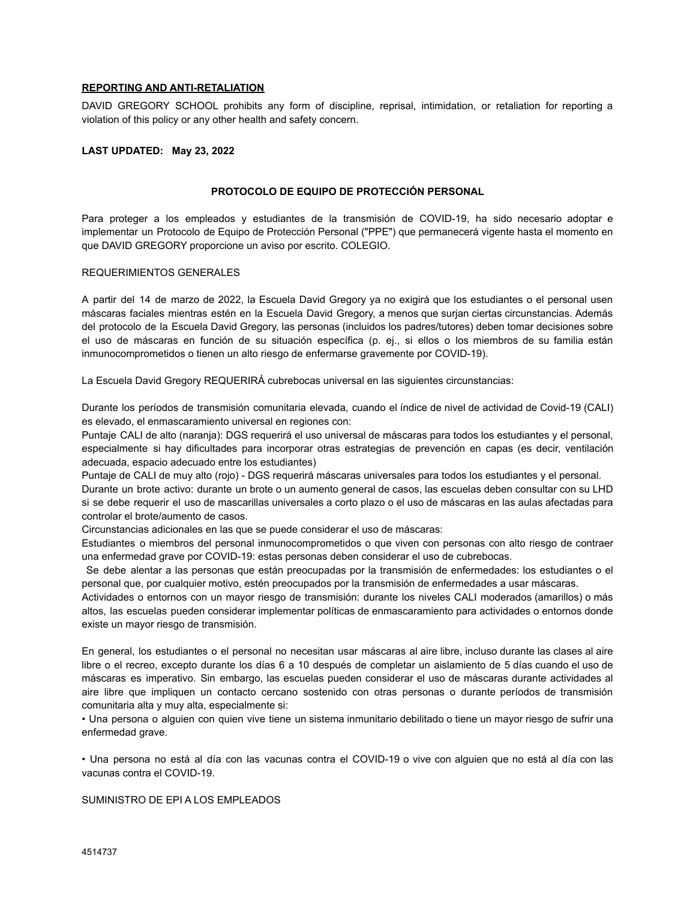**<u>REPORTING AND ANTI-RETALIATION</u>**

DAVID GREGORY SCHOOL prohibits any form of discipline, reprisal, intimidation, or retaliation for reporting a violation of this policy or any other health and safety concern.

**LAST UPDATED: May 23, 2022**

## PROTOCOLO DE EQUIPO DE PROTECCIÓN PERSONAL

Para proteger a los empleados y estudiantes de la transmisión de COVID-19, ha sido necesario adoptar e implementar un Protocolo de Equipo de Protección Personal ("PPE") que permanecerá vigente hasta el momento en que DAVID GREGORY proporcione un aviso por escrito. COLEGIO.

REQUERIMIENTOS GENERALES

A partir del 14 de marzo de 2022, la Escuela David Gregory ya no exigirá que los estudiantes o el personal usen máscaras faciales mientras estén en la Escuela David Gregory, a menos que surjan ciertas circunstancias. Además del protocolo de la Escuela David Gregory, las personas (incluidos los padres/tutores) deben tomar decisiones sobre el uso de máscaras en función de su situación específica (p. ej., si ellos o los miembros de su familia están inmunocomprometidos o tienen un alto riesgo de enfermarse gravemente por COVID-19).

La Escuela David Gregory REQUERIRÁ cubrebocas universal en las siguientes circunstancias:

Durante los períodos de transmisión comunitaria elevada, cuando el índice de nivel de actividad de Covid-19 (CALI) es elevado, el enmascaramiento universal en regiones con:
Puntaje CALI de alto (naranja): DGS requerirá el uso universal de máscaras para todos los estudiantes y el personal, especialmente si hay dificultades para incorporar otras estrategias de prevención en capas (es decir, ventilación adecuada, espacio adecuado entre los estudiantes)
Puntaje de CALI de muy alto (rojo) - DGS requerirá máscaras universales para todos los estudiantes y el personal.
Durante un brote activo: durante un brote o un aumento general de casos, las escuelas deben consultar con su LHD si se debe requerir el uso de mascarillas universales a corto plazo o el uso de máscaras en las aulas afectadas para controlar el brote/aumento de casos.
Circunstancias adicionales en las que se puede considerar el uso de máscaras:
Estudiantes o miembros del personal inmunocomprometidos o que viven con personas con alto riesgo de contraer una enfermedad grave por COVID-19: estas personas deben considerar el uso de cubrebocas.
Se debe alentar a las personas que están preocupadas por la transmisión de enfermedades: los estudiantes o el personal que, por cualquier motivo, estén preocupados por la transmisión de enfermedades a usar máscaras.
Actividades o entornos con un mayor riesgo de transmisión: durante los niveles CALI moderados (amarillos) o más altos, las escuelas pueden considerar implementar políticas de enmascaramiento para actividades o entornos donde existe un mayor riesgo de transmisión.

En general, los estudiantes o el personal no necesitan usar máscaras al aire libre, incluso durante las clases al aire libre o el recreo, excepto durante los días 6 a 10 después de completar un aislamiento de 5 días cuando el uso de máscaras es imperativo. Sin embargo, las escuelas pueden considerar el uso de máscaras durante actividades al aire libre que impliquen un contacto cercano sostenido con otras personas o durante períodos de transmisión comunitaria alta y muy alta, especialmente si:

- Una persona o alguien con quien vive tiene un sistema inmunitario debilitado o tiene un mayor riesgo de sufrir una enfermedad grave.

- Una persona no está al día con las vacunas contra el COVID-19 o vive con alguien que no está al día con las vacunas contra el COVID-19.

SUMINISTRO DE EPI A LOS EMPLEADOS

4514737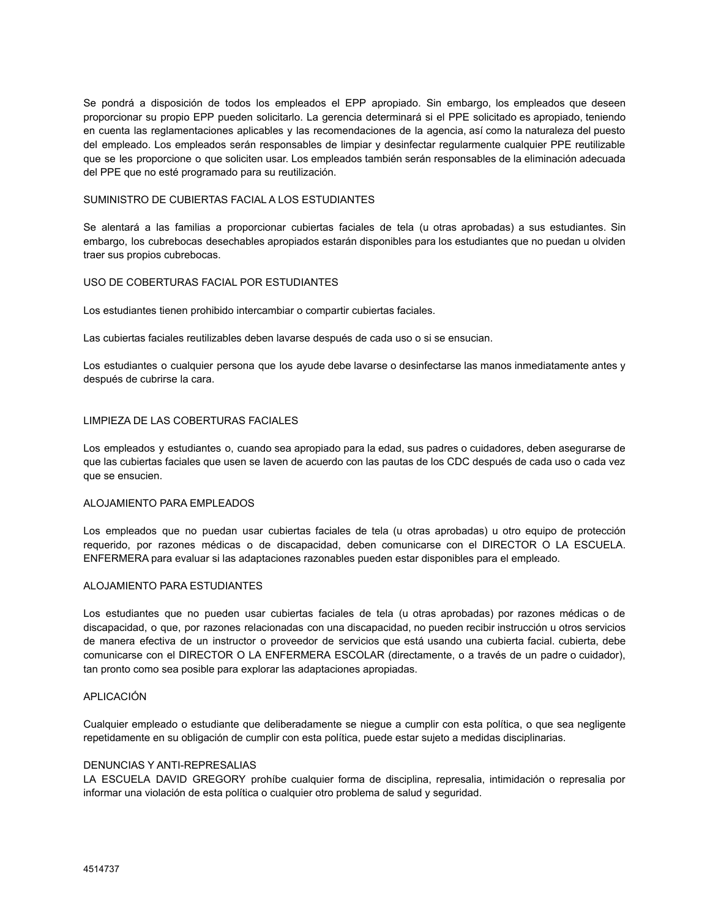Se pondrá a disposición de todos los empleados el EPP apropiado. Sin embargo, los empleados que deseen proporcionar su propio EPP pueden solicitarlo. La gerencia determinará si el PPE solicitado es apropiado, teniendo en cuenta las reglamentaciones aplicables y las recomendaciones de la agencia, así como la naturaleza del puesto del empleado. Los empleados serán responsables de limpiar y desinfectar regularmente cualquier PPE reutilizable que se les proporcione o que soliciten usar. Los empleados también serán responsables de la eliminación adecuada del PPE que no esté programado para su reutilización.

## SUMINISTRO DE CUBIERTAS FACIAL A LOS ESTUDIANTES

Se alentará a las familias a proporcionar cubiertas faciales de tela (u otras aprobadas) a sus estudiantes. Sin embargo, los cubrebocas desechables apropiados estarán disponibles para los estudiantes que no puedan u olviden traer sus propios cubrebocas.

## USO DE COBERTURAS FACIAL POR ESTUDIANTES

Los estudiantes tienen prohibido intercambiar o compartir cubiertas faciales.

Las cubiertas faciales reutilizables deben lavarse después de cada uso o si se ensucian.

Los estudiantes o cualquier persona que los ayude debe lavarse o desinfectarse las manos inmediatamente antes y después de cubrirse la cara.

## LIMPIEZA DE LAS COBERTURAS FACIALES

Los empleados y estudiantes o, cuando sea apropiado para la edad, sus padres o cuidadores, deben asegurarse de que las cubiertas faciales que usen se laven de acuerdo con las pautas de los CDC después de cada uso o cada vez que se ensucien.

## ALOJAMIENTO PARA EMPLEADOS

Los empleados que no puedan usar cubiertas faciales de tela (u otras aprobadas) u otro equipo de protección requerido, por razones médicas o de discapacidad, deben comunicarse con el DIRECTOR O LA ESCUELA. ENFERMERA para evaluar si las adaptaciones razonables pueden estar disponibles para el empleado.

## ALOJAMIENTO PARA ESTUDIANTES

Los estudiantes que no pueden usar cubiertas faciales de tela (u otras aprobadas) por razones médicas o de discapacidad, o que, por razones relacionadas con una discapacidad, no pueden recibir instrucción u otros servicios de manera efectiva de un instructor o proveedor de servicios que está usando una cubierta facial. cubierta, debe comunicarse con el DIRECTOR O LA ENFERMERA ESCOLAR (directamente, o a través de un padre o cuidador), tan pronto como sea posible para explorar las adaptaciones apropiadas.

## APLICACIÓN

Cualquier empleado o estudiante que deliberadamente se niegue a cumplir con esta política, o que sea negligente repetidamente en su obligación de cumplir con esta política, puede estar sujeto a medidas disciplinarias.

## DENUNCIAS Y ANTI-REPRESALIAS

LA ESCUELA DAVID GREGORY prohíbe cualquier forma de disciplina, represalia, intimidación o represalia por informar una violación de esta política o cualquier otro problema de salud y seguridad.

4514737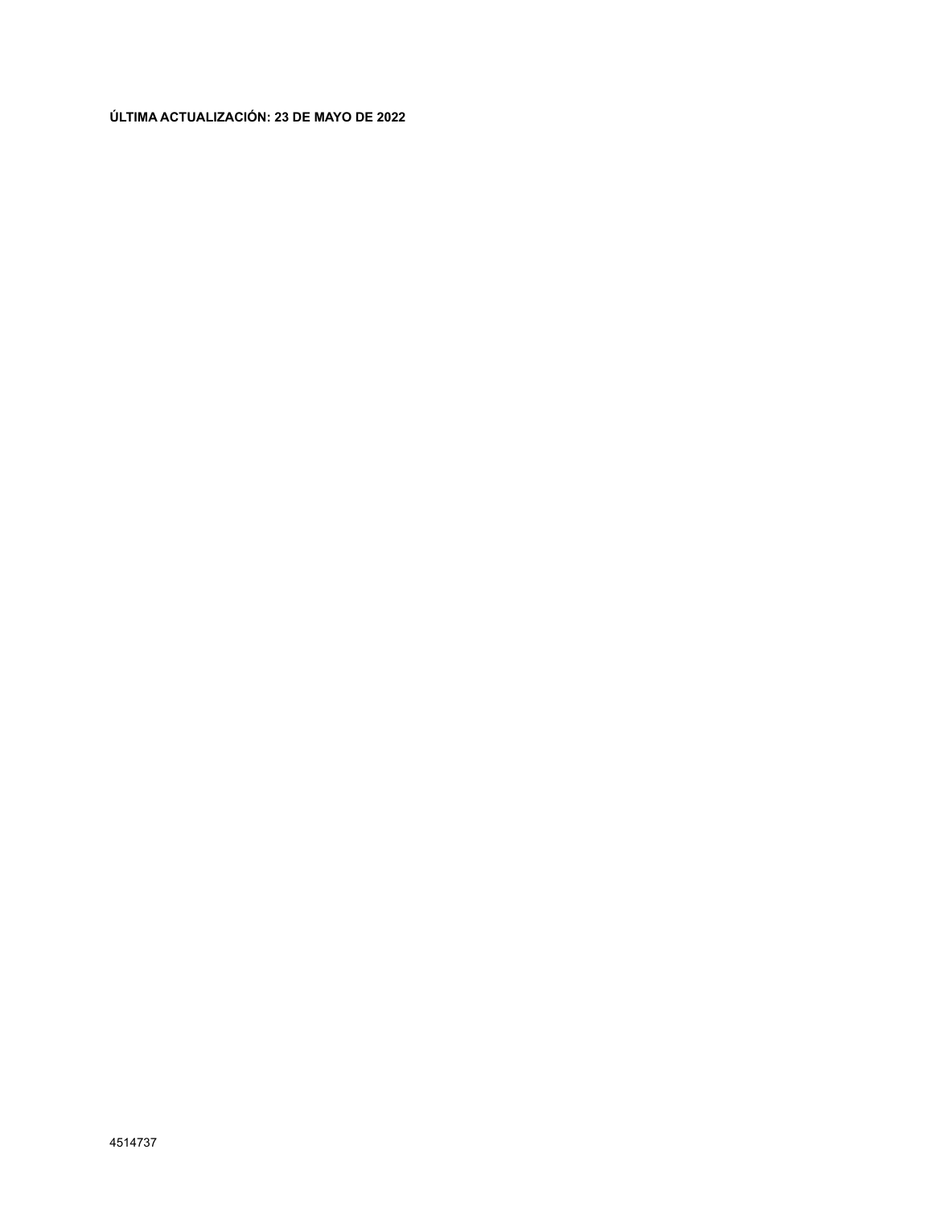**ÚLTIMA ACTUALIZACIÓN: 23 DE MAYO DE 2022**

4514737